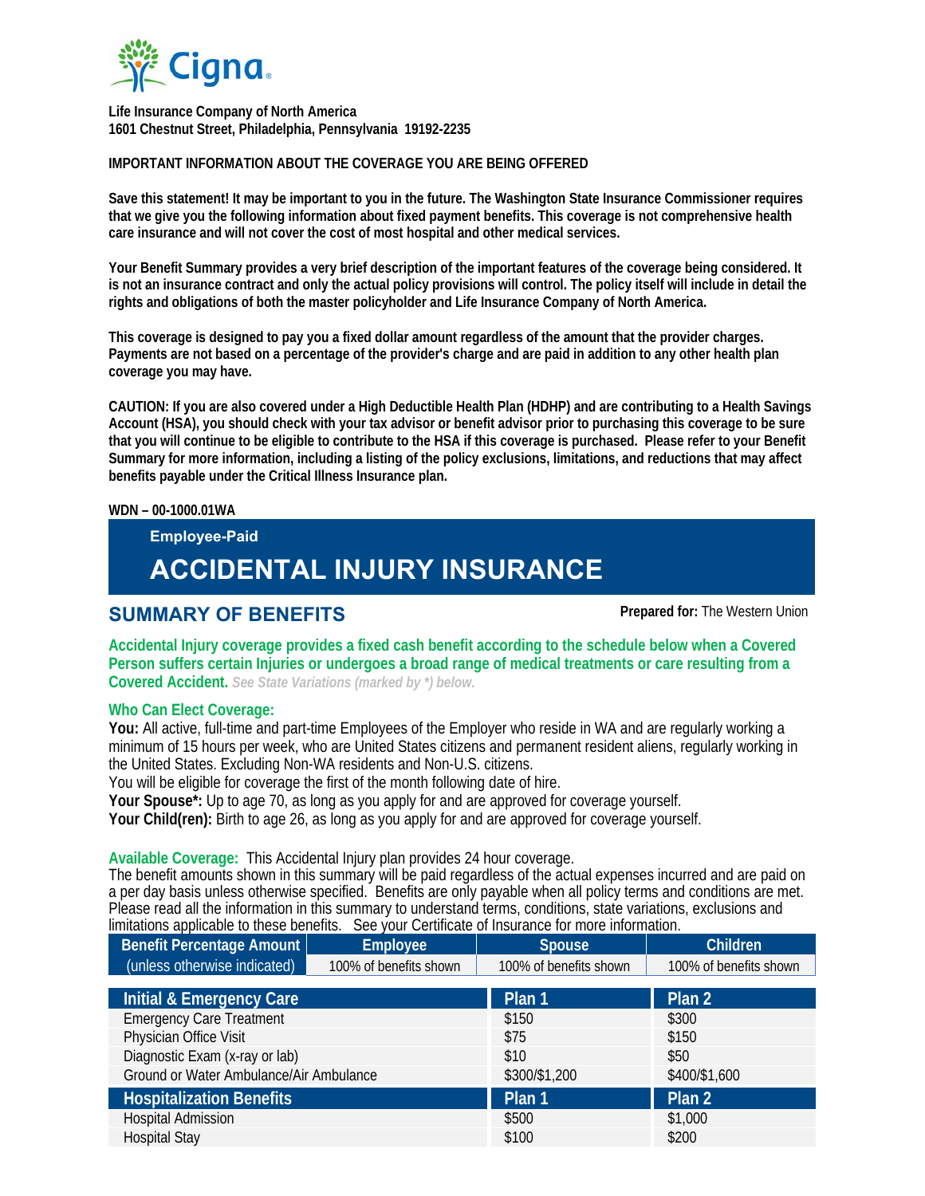Cigna

**Life Insurance Company of North America**
**1601 Chestnut Street, Philadelphia, Pennsylvania 19192-2235**

**IMPORTANT INFORMATION ABOUT THE COVERAGE YOU ARE BEING OFFERED**

**Save this statement! It may be important to you in the future. The Washington State Insurance Commissioner requires that we give you the following information about fixed payment benefits. This coverage is not comprehensive health care insurance and will not cover the cost of most hospital and other medical services.**

**Your Benefit Summary provides a very brief description of the important features of the coverage being considered. It is not an insurance contract and only the actual policy provisions will control. The policy itself will include in detail the rights and obligations of both the master policyholder and Life Insurance Company of North America.**

**This coverage is designed to pay you a fixed dollar amount regardless of the amount that the provider charges. Payments are not based on a percentage of the provider's charge and are paid in addition to any other health plan coverage you may have.**

**CAUTION: If you are also covered under a High Deductible Health Plan (HDHP) and are contributing to a Health Savings Account (HSA), you should check with your tax advisor or benefit advisor prior to purchasing this coverage to be sure that you will continue to be eligible to contribute to the HSA if this coverage is purchased. Please refer to your Benefit Summary for more information, including a listing of the policy exclusions, limitations, and reductions that may affect benefits payable under the Critical Illness Insurance plan.**

**WDN – 00-1000.01WA**

Employee-Paid

# ACCIDENTAL INJURY INSURANCE

## SUMMARY OF BENEFITS

**Prepared for:** The Western Union

**Accidental Injury coverage provides a fixed cash benefit according to the schedule below when a Covered Person suffers certain Injuries or undergoes a broad range of medical treatments or care resulting from a Covered Accident.** *See State Variations (marked by \*) below.*

### Who Can Elect Coverage:

**You:** All active, full-time and part-time Employees of the Employer who reside in WA and are regularly working a minimum of 15 hours per week, who are United States citizens and permanent resident aliens, regularly working in the United States. Excluding Non-WA residents and Non-U.S. citizens.
You will be eligible for coverage the first of the month following date of hire.
**Your Spouse\*:** Up to age 70, as long as you apply for and are approved for coverage yourself.
**Your Child(ren):** Birth to age 26, as long as you apply for and are approved for coverage yourself.

**Available Coverage:** This Accidental Injury plan provides 24 hour coverage.
The benefit amounts shown in this summary will be paid regardless of the actual expenses incurred and are paid on a per day basis unless otherwise specified. Benefits are only payable when all policy terms and conditions are met. Please read all the information in this summary to understand terms, conditions, state variations, exclusions and limitations applicable to these benefits. See your Certificate of Insurance for more information.

| Benefit Percentage Amount | Employee | Spouse | Children |
|---|---|---|---|
| (unless otherwise indicated) | 100% of benefits shown | 100% of benefits shown | 100% of benefits shown |

| Initial & Emergency Care | Plan 1 | Plan 2 |
|---|---|---|
| Emergency Care Treatment | $150 | $300 |
| Physician Office Visit | $75 | $150 |
| Diagnostic Exam (x-ray or lab) | $10 | $50 |
| Ground or Water Ambulance/Air Ambulance | $300/$1,200 | $400/$1,600 |
| **Hospitalization Benefits** | **Plan 1** | **Plan 2** |
| Hospital Admission | $500 | $1,000 |
| Hospital Stay | $100 | $200 |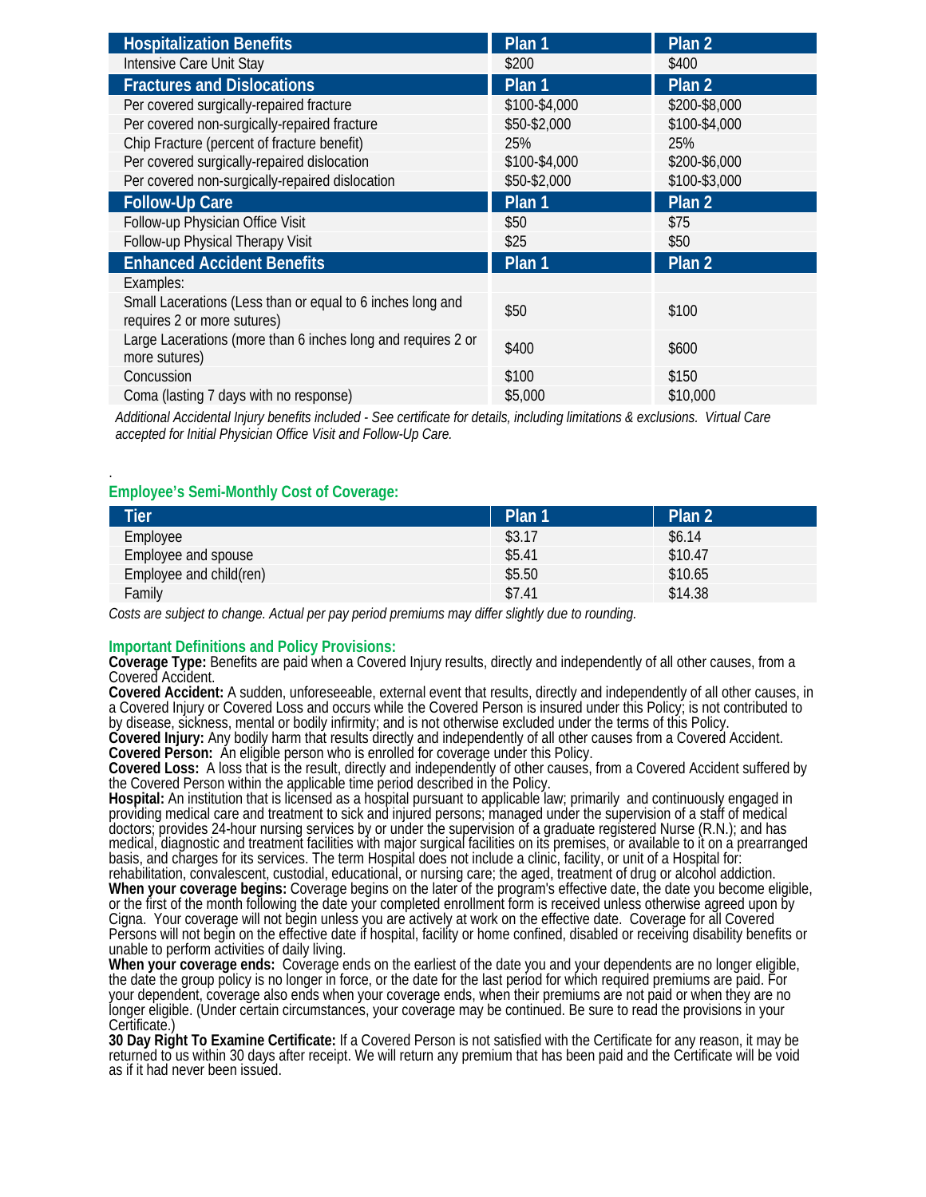| Hospitalization Benefits | Plan 1 | Plan 2 |
|---|---|---|
| Intensive Care Unit Stay | $200 | $400 |
| **Fractures and Dislocations** | **Plan 1** | **Plan 2** |
| Per covered surgically-repaired fracture | $100-$4,000 | $200-$8,000 |
| Per covered non-surgically-repaired fracture | $50-$2,000 | $100-$4,000 |
| Chip Fracture (percent of fracture benefit) | 25% | 25% |
| Per covered surgically-repaired dislocation | $100-$4,000 | $200-$6,000 |
| Per covered non-surgically-repaired dislocation | $50-$2,000 | $100-$3,000 |
| **Follow-Up Care** | **Plan 1** | **Plan 2** |
| Follow-up Physician Office Visit | $50 | $75 |
| Follow-up Physical Therapy Visit | $25 | $50 |
| **Enhanced Accident Benefits** | **Plan 1** | **Plan 2** |
| Examples: | | |
| Small Lacerations (Less than or equal to 6 inches long and requires 2 or more sutures) | $50 | $100 |
| Large Lacerations (more than 6 inches long and requires 2 or more sutures) | $400 | $600 |
| Concussion | $100 | $150 |
| Coma (lasting 7 days with no response) | $5,000 | $10,000 |

*Additional Accidental Injury benefits included - See certificate for details, including limitations & exclusions. Virtual Care accepted for Initial Physician Office Visit and Follow-Up Care.*

.

### Employee's Semi-Monthly Cost of Coverage:

| Tier | Plan 1 | Plan 2 |
|---|---|---|
| Employee | $3.17 | $6.14 |
| Employee and spouse | $5.41 | $10.47 |
| Employee and child(ren) | $5.50 | $10.65 |
| Family | $7.41 | $14.38 |

*Costs are subject to change. Actual per pay period premiums may differ slightly due to rounding.*

### Important Definitions and Policy Provisions:

**Coverage Type:** Benefits are paid when a Covered Injury results, directly and independently of all other causes, from a Covered Accident.

**Covered Accident:** A sudden, unforeseeable, external event that results, directly and independently of all other causes, in a Covered Injury or Covered Loss and occurs while the Covered Person is insured under this Policy; is not contributed to by disease, sickness, mental or bodily infirmity; and is not otherwise excluded under the terms of this Policy.

**Covered Injury:** Any bodily harm that results directly and independently of all other causes from a Covered Accident.

**Covered Person:** An eligible person who is enrolled for coverage under this Policy.

**Covered Loss:** A loss that is the result, directly and independently of other causes, from a Covered Accident suffered by the Covered Person within the applicable time period described in the Policy.

**Hospital:** An institution that is licensed as a hospital pursuant to applicable law; primarily and continuously engaged in providing medical care and treatment to sick and injured persons; managed under the supervision of a staff of medical doctors; provides 24-hour nursing services by or under the supervision of a graduate registered Nurse (R.N.); and has medical, diagnostic and treatment facilities with major surgical facilities on its premises, or available to it on a prearranged basis, and charges for its services. The term Hospital does not include a clinic, facility, or unit of a Hospital for: rehabilitation, convalescent, custodial, educational, or nursing care; the aged, treatment of drug or alcohol addiction.

**When your coverage begins:** Coverage begins on the later of the program's effective date, the date you become eligible, or the first of the month following the date your completed enrollment form is received unless otherwise agreed upon by Cigna. Your coverage will not begin unless you are actively at work on the effective date. Coverage for all Covered Persons will not begin on the effective date if hospital, facility or home confined, disabled or receiving disability benefits or unable to perform activities of daily living.

**When your coverage ends:** Coverage ends on the earliest of the date you and your dependents are no longer eligible, the date the group policy is no longer in force, or the date for the last period for which required premiums are paid. For your dependent, coverage also ends when your coverage ends, when their premiums are not paid or when they are no longer eligible. (Under certain circumstances, your coverage may be continued. Be sure to read the provisions in your Certificate.)

**30 Day Right To Examine Certificate:** If a Covered Person is not satisfied with the Certificate for any reason, it may be returned to us within 30 days after receipt. We will return any premium that has been paid and the Certificate will be void as if it had never been issued.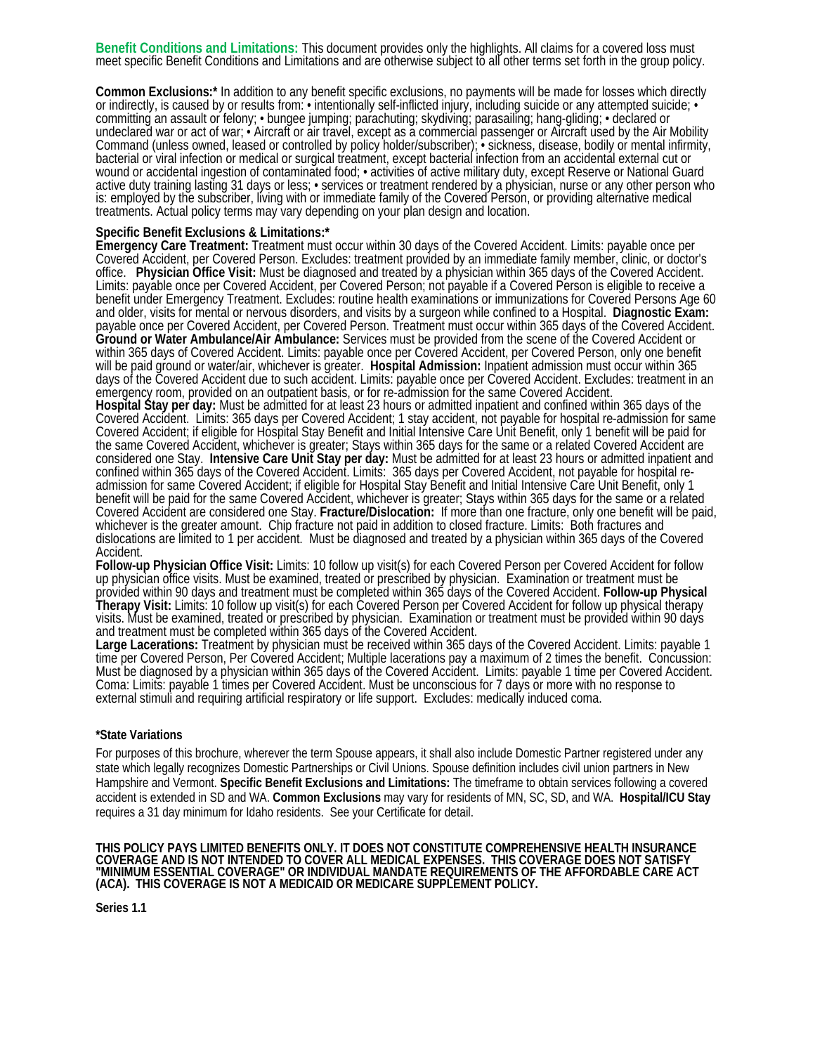**Benefit Conditions and Limitations:** This document provides only the highlights. All claims for a covered loss must meet specific Benefit Conditions and Limitations and are otherwise subject to all other terms set forth in the group policy.

**Common Exclusions:*** In addition to any benefit specific exclusions, no payments will be made for losses which directly or indirectly, is caused by or results from: • intentionally self-inflicted injury, including suicide or any attempted suicide; • committing an assault or felony; • bungee jumping; parachuting; skydiving; parasailing; hang-gliding; • declared or undeclared war or act of war; • Aircraft or air travel, except as a commercial passenger or Aircraft used by the Air Mobility Command (unless owned, leased or controlled by policy holder/subscriber); • sickness, disease, bodily or mental infirmity, bacterial or viral infection or medical or surgical treatment, except bacterial infection from an accidental external cut or wound or accidental ingestion of contaminated food; • activities of active military duty, except Reserve or National Guard active duty training lasting 31 days or less; • services or treatment rendered by a physician, nurse or any other person who is: employed by the subscriber, living with or immediate family of the Covered Person, or providing alternative medical treatments. Actual policy terms may vary depending on your plan design and location.

**Specific Benefit Exclusions & Limitations:***

**Emergency Care Treatment:** Treatment must occur within 30 days of the Covered Accident. Limits: payable once per Covered Accident, per Covered Person. Excludes: treatment provided by an immediate family member, clinic, or doctor's office. **Physician Office Visit:** Must be diagnosed and treated by a physician within 365 days of the Covered Accident. Limits: payable once per Covered Accident, per Covered Person; not payable if a Covered Person is eligible to receive a benefit under Emergency Treatment. Excludes: routine health examinations or immunizations for Covered Persons Age 60 and older, visits for mental or nervous disorders, and visits by a surgeon while confined to a Hospital. **Diagnostic Exam:** payable once per Covered Accident, per Covered Person. Treatment must occur within 365 days of the Covered Accident. **Ground or Water Ambulance/Air Ambulance:** Services must be provided from the scene of the Covered Accident or within 365 days of Covered Accident. Limits: payable once per Covered Accident, per Covered Person, only one benefit will be paid ground or water/air, whichever is greater. **Hospital Admission:** Inpatient admission must occur within 365 days of the Covered Accident due to such accident. Limits: payable once per Covered Accident. Excludes: treatment in an emergency room, provided on an outpatient basis, or for re-admission for the same Covered Accident.

**Hospital Stay per day:** Must be admitted for at least 23 hours or admitted inpatient and confined within 365 days of the Covered Accident. Limits: 365 days per Covered Accident; 1 stay accident, not payable for hospital re-admission for same Covered Accident; if eligible for Hospital Stay Benefit and Initial Intensive Care Unit Benefit, only 1 benefit will be paid for the same Covered Accident, whichever is greater; Stays within 365 days for the same or a related Covered Accident are considered one Stay. **Intensive Care Unit Stay per day:** Must be admitted for at least 23 hours or admitted inpatient and confined within 365 days of the Covered Accident. Limits: 365 days per Covered Accident, not payable for hospital re-admission for same Covered Accident; if eligible for Hospital Stay Benefit and Initial Intensive Care Unit Benefit, only 1 benefit will be paid for the same Covered Accident, whichever is greater; Stays within 365 days for the same or a related Covered Accident are considered one Stay. **Fracture/Dislocation:** If more than one fracture, only one benefit will be paid, whichever is the greater amount. Chip fracture not paid in addition to closed fracture. Limits: Both fractures and dislocations are limited to 1 per accident. Must be diagnosed and treated by a physician within 365 days of the Covered Accident.

**Follow-up Physician Office Visit:** Limits: 10 follow up visit(s) for each Covered Person per Covered Accident for follow up physician office visits. Must be examined, treated or prescribed by physician. Examination or treatment must be provided within 90 days and treatment must be completed within 365 days of the Covered Accident. **Follow-up Physical Therapy Visit:** Limits: 10 follow up visit(s) for each Covered Person per Covered Accident for follow up physical therapy visits. Must be examined, treated or prescribed by physician. Examination or treatment must be provided within 90 days and treatment must be completed within 365 days of the Covered Accident.

**Large Lacerations:** Treatment by physician must be received within 365 days of the Covered Accident. Limits: payable 1 time per Covered Person, Per Covered Accident; Multiple lacerations pay a maximum of 2 times the benefit. Concussion: Must be diagnosed by a physician within 365 days of the Covered Accident. Limits: payable 1 time per Covered Accident. Coma: Limits: payable 1 times per Covered Accident. Must be unconscious for 7 days or more with no response to external stimuli and requiring artificial respiratory or life support. Excludes: medically induced coma.

**\*State Variations**

For purposes of this brochure, wherever the term Spouse appears, it shall also include Domestic Partner registered under any state which legally recognizes Domestic Partnerships or Civil Unions. Spouse definition includes civil union partners in New Hampshire and Vermont. **Specific Benefit Exclusions and Limitations:** The timeframe to obtain services following a covered accident is extended in SD and WA. **Common Exclusions** may vary for residents of MN, SC, SD, and WA. **Hospital/ICU Stay** requires a 31 day minimum for Idaho residents. See your Certificate for detail.

**THIS POLICY PAYS LIMITED BENEFITS ONLY. IT DOES NOT CONSTITUTE COMPREHENSIVE HEALTH INSURANCE COVERAGE AND IS NOT INTENDED TO COVER ALL MEDICAL EXPENSES. THIS COVERAGE DOES NOT SATISFY "MINIMUM ESSENTIAL COVERAGE" OR INDIVIDUAL MANDATE REQUIREMENTS OF THE AFFORDABLE CARE ACT (ACA). THIS COVERAGE IS NOT A MEDICAID OR MEDICARE SUPPLEMENT POLICY.**

**Series 1.1**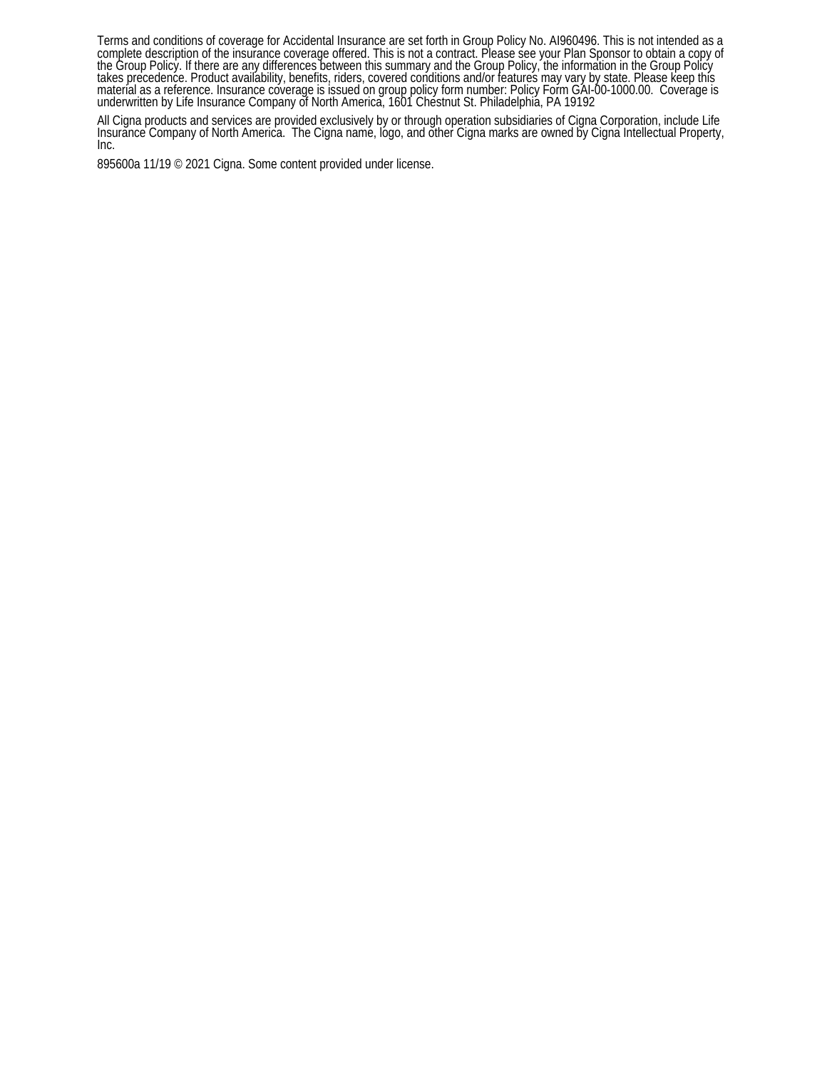Terms and conditions of coverage for Accidental Insurance are set forth in Group Policy No. AI960496. This is not intended as a complete description of the insurance coverage offered. This is not a contract. Please see your Plan Sponsor to obtain a copy of the Group Policy. If there are any differences between this summary and the Group Policy, the information in the Group Policy takes precedence. Product availability, benefits, riders, covered conditions and/or features may vary by state. Please keep this material as a reference. Insurance coverage is issued on group policy form number: Policy Form GAI-00-1000.00.  Coverage is underwritten by Life Insurance Company of North America, 1601 Chestnut St. Philadelphia, PA 19192

All Cigna products and services are provided exclusively by or through operation subsidiaries of Cigna Corporation, include Life Insurance Company of North America.  The Cigna name, logo, and other Cigna marks are owned by Cigna Intellectual Property, Inc.

895600a 11/19 © 2021 Cigna. Some content provided under license.